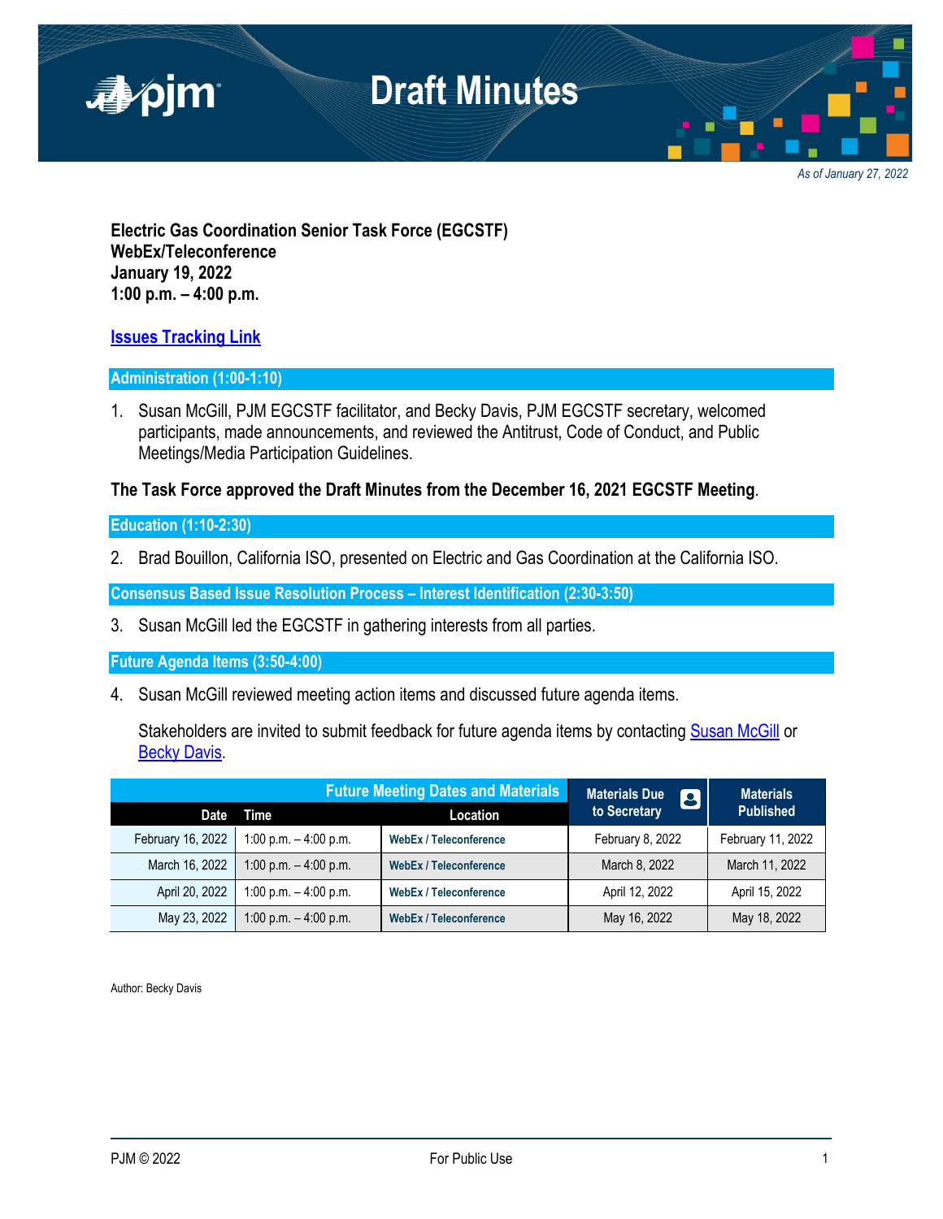# Draft Minutes

*As of January 27, 2022*

**Electric Gas Coordination Senior Task Force (EGCSTF)**
**WebEx/Teleconference**
**January 19, 2022**
**1:00 p.m. – 4:00 p.m.**

**Issues Tracking Link**

## Administration (1:00-1:10)

1. Susan McGill, PJM EGCSTF facilitator, and Becky Davis, PJM EGCSTF secretary, welcomed participants, made announcements, and reviewed the Antitrust, Code of Conduct, and Public Meetings/Media Participation Guidelines.

**The Task Force approved the Draft Minutes from the December 16, 2021 EGCSTF Meeting**.

## Education (1:10-2:30)

2. Brad Bouillon, California ISO, presented on Electric and Gas Coordination at the California ISO.

## Consensus Based Issue Resolution Process – Interest Identification (2:30-3:50)

3. Susan McGill led the EGCSTF in gathering interests from all parties.

## Future Agenda Items (3:50-4:00)

4. Susan McGill reviewed meeting action items and discussed future agenda items.

   Stakeholders are invited to submit feedback for future agenda items by contacting Susan McGill or Becky Davis.

| Future Meeting Dates and Materials | | | Materials Due to Secretary | Materials Published |
|---|---|---|---|---|
| **Date** | **Time** | **Location** | | |
| February 16, 2022 | 1:00 p.m. – 4:00 p.m. | WebEx / Teleconference | February 8, 2022 | February 11, 2022 |
| March 16, 2022 | 1:00 p.m. – 4:00 p.m. | WebEx / Teleconference | March 8, 2022 | March 11, 2022 |
| April 20, 2022 | 1:00 p.m. – 4:00 p.m. | WebEx / Teleconference | April 12, 2022 | April 15, 2022 |
| May 23, 2022 | 1:00 p.m. – 4:00 p.m. | WebEx / Teleconference | May 16, 2022 | May 18, 2022 |

Author: Becky Davis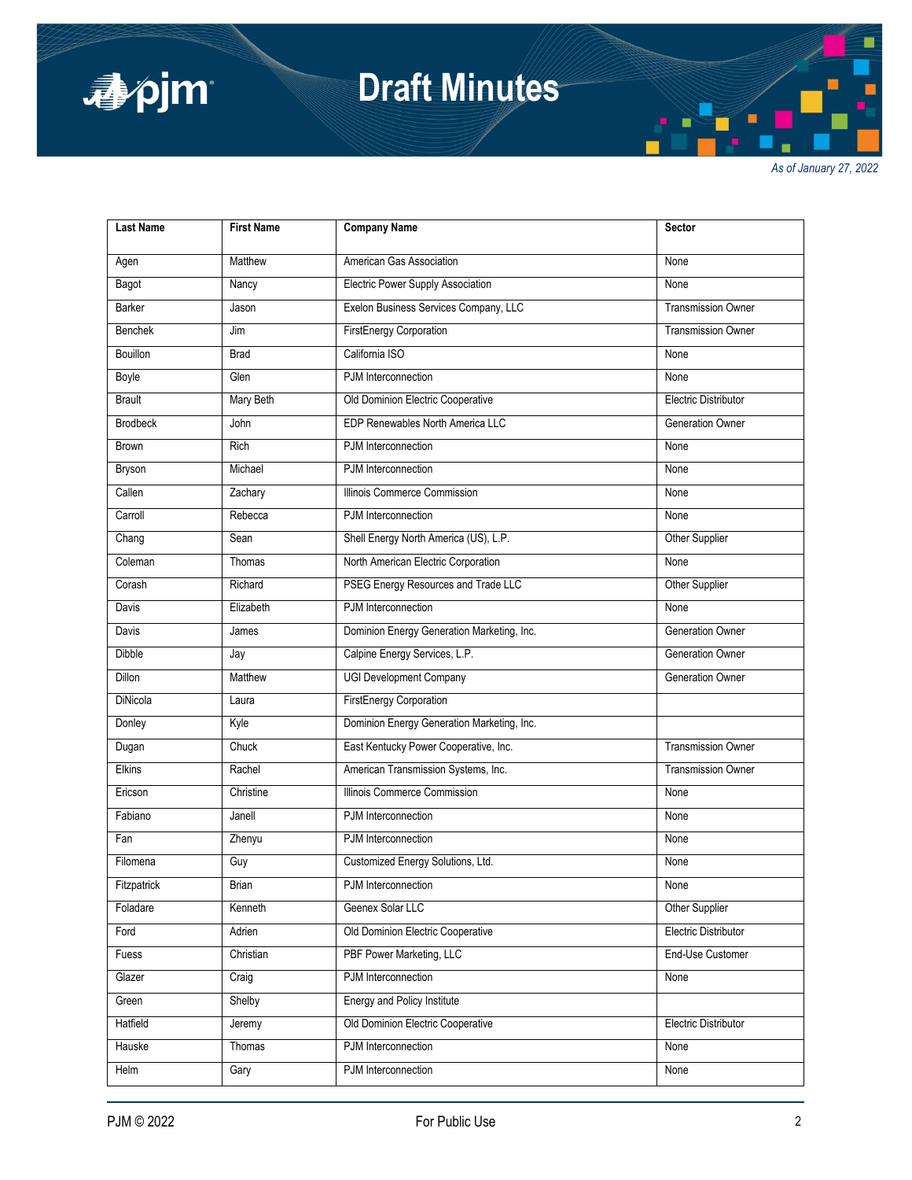| Last Name | First Name | Company Name | Sector |
| --- | --- | --- | --- |
| Agen | Matthew | American Gas Association | None |
| Bagot | Nancy | Electric Power Supply Association | None |
| Barker | Jason | Exelon Business Services Company, LLC | Transmission Owner |
| Benchek | Jim | FirstEnergy Corporation | Transmission Owner |
| Bouillon | Brad | California ISO | None |
| Boyle | Glen | PJM Interconnection | None |
| Brault | Mary Beth | Old Dominion Electric Cooperative | Electric Distributor |
| Brodbeck | John | EDP Renewables North America LLC | Generation Owner |
| Brown | Rich | PJM Interconnection | None |
| Bryson | Michael | PJM Interconnection | None |
| Callen | Zachary | Illinois Commerce Commission | None |
| Carroll | Rebecca | PJM Interconnection | None |
| Chang | Sean | Shell Energy North America (US), L.P. | Other Supplier |
| Coleman | Thomas | North American Electric Corporation | None |
| Corash | Richard | PSEG Energy Resources and Trade LLC | Other Supplier |
| Davis | Elizabeth | PJM Interconnection | None |
| Davis | James | Dominion Energy Generation Marketing, Inc. | Generation Owner |
| Dibble | Jay | Calpine Energy Services, L.P. | Generation Owner |
| Dillon | Matthew | UGI Development Company | Generation Owner |
| DiNicola | Laura | FirstEnergy Corporation | |
| Donley | Kyle | Dominion Energy Generation Marketing, Inc. | |
| Dugan | Chuck | East Kentucky Power Cooperative, Inc. | Transmission Owner |
| Elkins | Rachel | American Transmission Systems, Inc. | Transmission Owner |
| Ericson | Christine | Illinois Commerce Commission | None |
| Fabiano | Janell | PJM Interconnection | None |
| Fan | Zhenyu | PJM Interconnection | None |
| Filomena | Guy | Customized Energy Solutions, Ltd. | None |
| Fitzpatrick | Brian | PJM Interconnection | None |
| Foladare | Kenneth | Geenex Solar LLC | Other Supplier |
| Ford | Adrien | Old Dominion Electric Cooperative | Electric Distributor |
| Fuess | Christian | PBF Power Marketing, LLC | End-Use Customer |
| Glazer | Craig | PJM Interconnection | None |
| Green | Shelby | Energy and Policy Institute | |
| Hatfield | Jeremy | Old Dominion Electric Cooperative | Electric Distributor |
| Hauske | Thomas | PJM Interconnection | None |
| Helm | Gary | PJM Interconnection | None |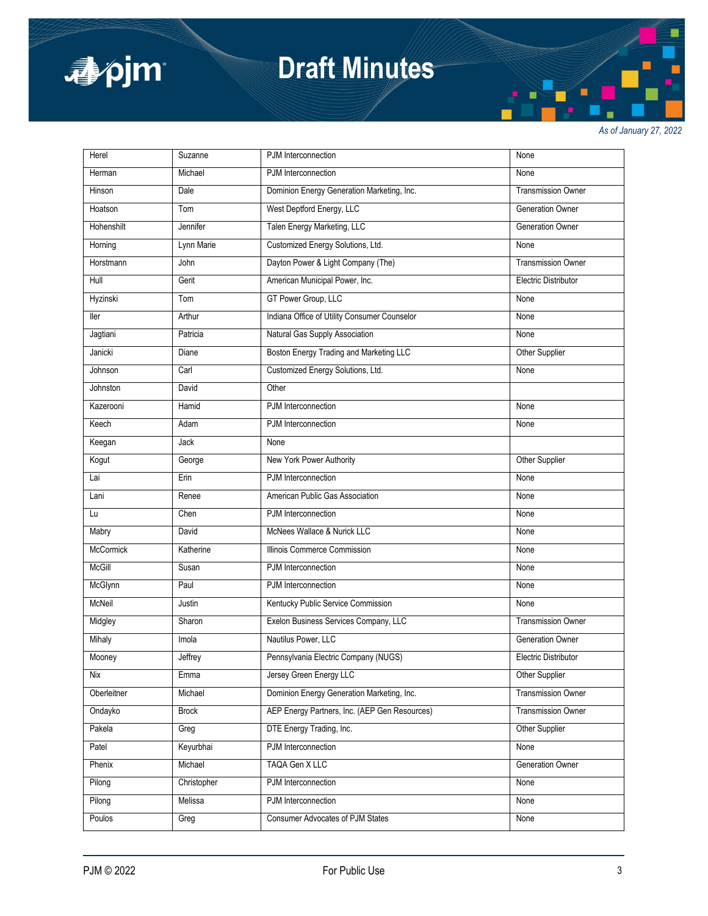| Herel | Suzanne | PJM Interconnection | None |
|---|---|---|---|
| Herman | Michael | PJM Interconnection | None |
| Hinson | Dale | Dominion Energy Generation Marketing, Inc. | Transmission Owner |
| Hoatson | Tom | West Deptford Energy, LLC | Generation Owner |
| Hohenshilt | Jennifer | Talen Energy Marketing, LLC | Generation Owner |
| Horning | Lynn Marie | Customized Energy Solutions, Ltd. | None |
| Horstmann | John | Dayton Power & Light Company (The) | Transmission Owner |
| Hull | Gerit | American Municipal Power, Inc. | Electric Distributor |
| Hyzinski | Tom | GT Power Group, LLC | None |
| Iler | Arthur | Indiana Office of Utility Consumer Counselor | None |
| Jagtiani | Patricia | Natural Gas Supply Association | None |
| Janicki | Diane | Boston Energy Trading and Marketing LLC | Other Supplier |
| Johnson | Carl | Customized Energy Solutions, Ltd. | None |
| Johnston | David | Other | |
| Kazerooni | Hamid | PJM Interconnection | None |
| Keech | Adam | PJM Interconnection | None |
| Keegan | Jack | None | |
| Kogut | George | New York Power Authority | Other Supplier |
| Lai | Erin | PJM Interconnection | None |
| Lani | Renee | American Public Gas Association | None |
| Lu | Chen | PJM Interconnection | None |
| Mabry | David | McNees Wallace & Nurick LLC | None |
| McCormick | Katherine | Illinois Commerce Commission | None |
| McGill | Susan | PJM Interconnection | None |
| McGlynn | Paul | PJM Interconnection | None |
| McNeil | Justin | Kentucky Public Service Commission | None |
| Midgley | Sharon | Exelon Business Services Company, LLC | Transmission Owner |
| Mihaly | Imola | Nautilus Power, LLC | Generation Owner |
| Mooney | Jeffrey | Pennsylvania Electric Company (NUGS) | Electric Distributor |
| Nix | Emma | Jersey Green Energy LLC | Other Supplier |
| Oberleitner | Michael | Dominion Energy Generation Marketing, Inc. | Transmission Owner |
| Ondayko | Brock | AEP Energy Partners, Inc. (AEP Gen Resources) | Transmission Owner |
| Pakela | Greg | DTE Energy Trading, Inc. | Other Supplier |
| Patel | Keyurbhai | PJM Interconnection | None |
| Phenix | Michael | TAQA Gen X LLC | Generation Owner |
| Pilong | Christopher | PJM Interconnection | None |
| Pilong | Melissa | PJM Interconnection | None |
| Poulos | Greg | Consumer Advocates of PJM States | None |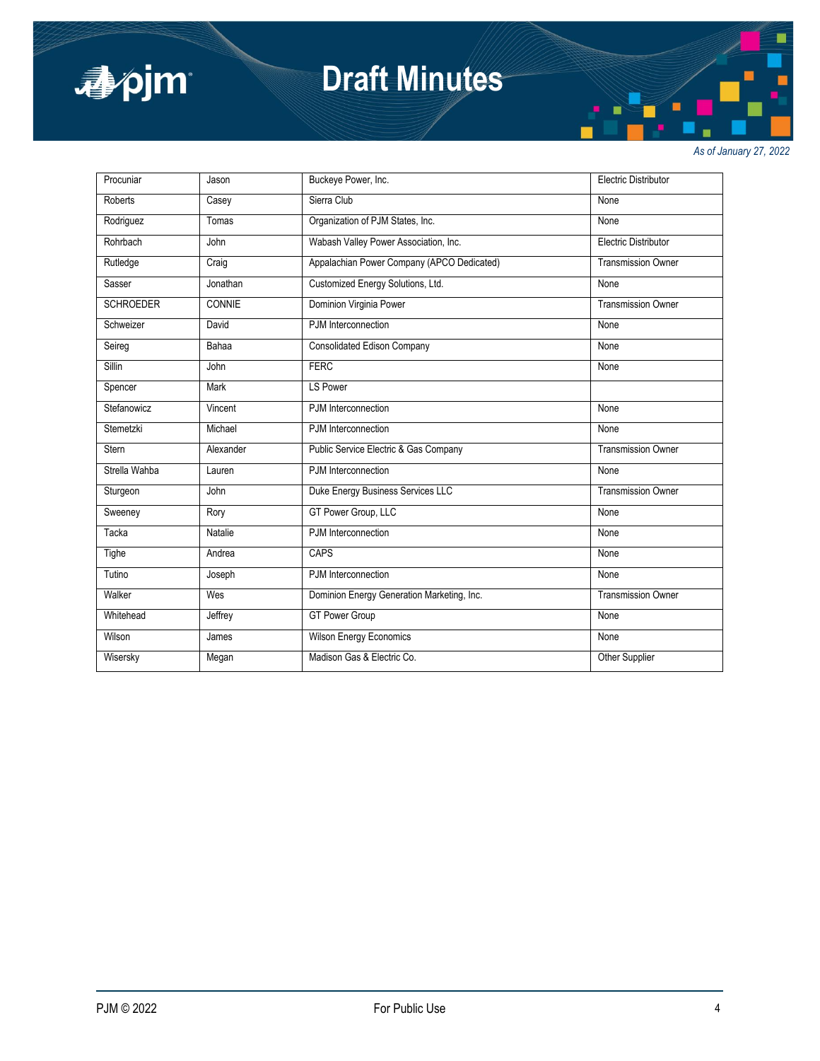| | | | |
|---|---|---|---|
| Procuniar | Jason | Buckeye Power, Inc. | Electric Distributor |
| Roberts | Casey | Sierra Club | None |
| Rodriguez | Tomas | Organization of PJM States, Inc. | None |
| Rohrbach | John | Wabash Valley Power Association, Inc. | Electric Distributor |
| Rutledge | Craig | Appalachian Power Company (APCO Dedicated) | Transmission Owner |
| Sasser | Jonathan | Customized Energy Solutions, Ltd. | None |
| SCHROEDER | CONNIE | Dominion Virginia Power | Transmission Owner |
| Schweizer | David | PJM Interconnection | None |
| Seireg | Bahaa | Consolidated Edison Company | None |
| Sillin | John | FERC | None |
| Spencer | Mark | LS Power | |
| Stefanowicz | Vincent | PJM Interconnection | None |
| Stemetzki | Michael | PJM Interconnection | None |
| Stern | Alexander | Public Service Electric & Gas Company | Transmission Owner |
| Strella Wahba | Lauren | PJM Interconnection | None |
| Sturgeon | John | Duke Energy Business Services LLC | Transmission Owner |
| Sweeney | Rory | GT Power Group, LLC | None |
| Tacka | Natalie | PJM Interconnection | None |
| Tighe | Andrea | CAPS | None |
| Tutino | Joseph | PJM Interconnection | None |
| Walker | Wes | Dominion Energy Generation Marketing, Inc. | Transmission Owner |
| Whitehead | Jeffrey | GT Power Group | None |
| Wilson | James | Wilson Energy Economics | None |
| Wisersky | Megan | Madison Gas & Electric Co. | Other Supplier |